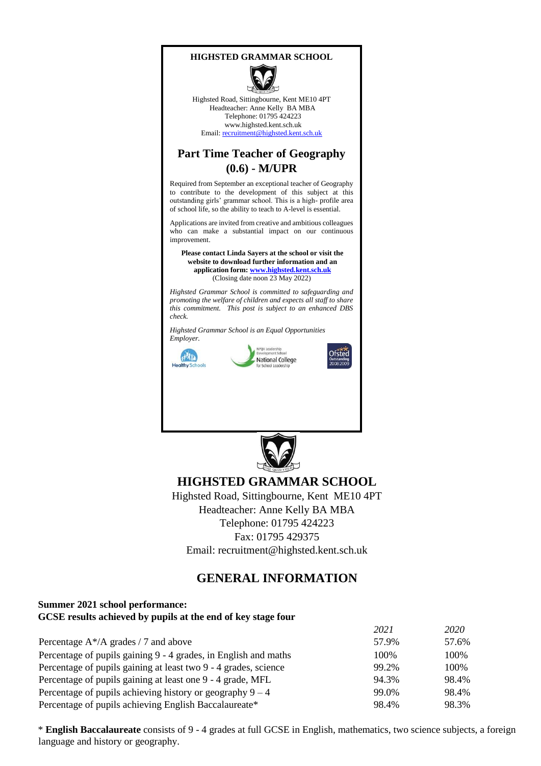**HIGHSTED GRAMMAR SCHOOL**

Highsted Road, Sittingbourne, Kent ME10 4PT
Headteacher: Anne Kelly BA MBA
Telephone: 01795 424223
www.highsted.kent.sch.uk
Email: recruitment@highsted.kent.sch.uk

## Part Time Teacher of Geography (0.6) - M/UPR

Required from September an exceptional teacher of Geography to contribute to the development of this subject at this outstanding girls' grammar school. This is a high- profile area of school life, so the ability to teach to A-level is essential.

Applications are invited from creative and ambitious colleagues who can make a substantial impact on our continuous improvement.

**Please contact Linda Sayers at the school or visit the website to download further information and an application form: www.highsted.kent.sch.uk**
(Closing date noon 23 May 2022)

*Highsted Grammar School is committed to safeguarding and promoting the welfare of children and expects all staff to share this commitment. This post is subject to an enhanced DBS check.*

*Highsted Grammar School is an Equal Opportunities Employer.*

Healthy Schools | NPQH Leadership Development School – National College for School Leadership | Ofsted Outstanding 2008/2009

# HIGHSTED GRAMMAR SCHOOL

Highsted Road, Sittingbourne, Kent ME10 4PT
Headteacher: Anne Kelly BA MBA
Telephone: 01795 424223
Fax: 01795 429375
Email: recruitment@highsted.kent.sch.uk

## GENERAL INFORMATION

**Summer 2021 school performance:**
**GCSE results achieved by pupils at the end of key stage four**

| | *2021* | *2020* |
|---|---|---|
| Percentage A*/A grades / 7 and above | 57.9% | 57.6% |
| Percentage of pupils gaining 9 - 4 grades, in English and maths | 100% | 100% |
| Percentage of pupils gaining at least two 9 - 4 grades, science | 99.2% | 100% |
| Percentage of pupils gaining at least one 9 - 4 grade, MFL | 94.3% | 98.4% |
| Percentage of pupils achieving history or geography 9 – 4 | 99.0% | 98.4% |
| Percentage of pupils achieving English Baccalaureate* | 98.4% | 98.3% |

* **English Baccalaureate** consists of 9 - 4 grades at full GCSE in English, mathematics, two science subjects, a foreign language and history or geography.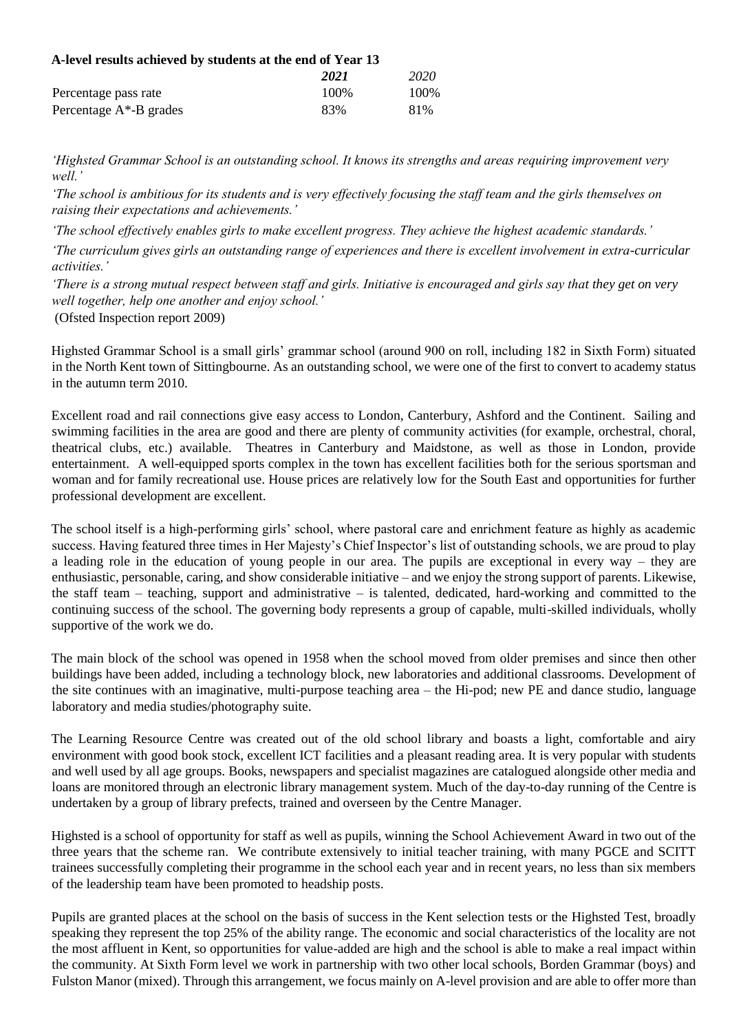**A-level results achieved by students at the end of Year 13**

| | *2021* | *2020* |
|---|---|---|
| Percentage pass rate | 100% | 100% |
| Percentage A*-B grades | 83% | 81% |

*'Highsted Grammar School is an outstanding school. It knows its strengths and areas requiring improvement very well.'*

*'The school is ambitious for its students and is very effectively focusing the staff team and the girls themselves on raising their expectations and achievements.'*

*'The school effectively enables girls to make excellent progress. They achieve the highest academic standards.'*

*'The curriculum gives girls an outstanding range of experiences and there is excellent involvement in extra-curricular activities.'*

*'There is a strong mutual respect between staff and girls. Initiative is encouraged and girls say that they get on very well together, help one another and enjoy school.'*

(Ofsted Inspection report 2009)

Highsted Grammar School is a small girls' grammar school (around 900 on roll, including 182 in Sixth Form) situated in the North Kent town of Sittingbourne. As an outstanding school, we were one of the first to convert to academy status in the autumn term 2010.

Excellent road and rail connections give easy access to London, Canterbury, Ashford and the Continent. Sailing and swimming facilities in the area are good and there are plenty of community activities (for example, orchestral, choral, theatrical clubs, etc.) available. Theatres in Canterbury and Maidstone, as well as those in London, provide entertainment. A well-equipped sports complex in the town has excellent facilities both for the serious sportsman and woman and for family recreational use. House prices are relatively low for the South East and opportunities for further professional development are excellent.

The school itself is a high-performing girls' school, where pastoral care and enrichment feature as highly as academic success. Having featured three times in Her Majesty's Chief Inspector's list of outstanding schools, we are proud to play a leading role in the education of young people in our area. The pupils are exceptional in every way – they are enthusiastic, personable, caring, and show considerable initiative – and we enjoy the strong support of parents. Likewise, the staff team – teaching, support and administrative – is talented, dedicated, hard-working and committed to the continuing success of the school. The governing body represents a group of capable, multi-skilled individuals, wholly supportive of the work we do.

The main block of the school was opened in 1958 when the school moved from older premises and since then other buildings have been added, including a technology block, new laboratories and additional classrooms. Development of the site continues with an imaginative, multi-purpose teaching area – the Hi-pod; new PE and dance studio, language laboratory and media studies/photography suite.

The Learning Resource Centre was created out of the old school library and boasts a light, comfortable and airy environment with good book stock, excellent ICT facilities and a pleasant reading area. It is very popular with students and well used by all age groups. Books, newspapers and specialist magazines are catalogued alongside other media and loans are monitored through an electronic library management system. Much of the day-to-day running of the Centre is undertaken by a group of library prefects, trained and overseen by the Centre Manager.

Highsted is a school of opportunity for staff as well as pupils, winning the School Achievement Award in two out of the three years that the scheme ran. We contribute extensively to initial teacher training, with many PGCE and SCITT trainees successfully completing their programme in the school each year and in recent years, no less than six members of the leadership team have been promoted to headship posts.

Pupils are granted places at the school on the basis of success in the Kent selection tests or the Highsted Test, broadly speaking they represent the top 25% of the ability range. The economic and social characteristics of the locality are not the most affluent in Kent, so opportunities for value-added are high and the school is able to make a real impact within the community. At Sixth Form level we work in partnership with two other local schools, Borden Grammar (boys) and Fulston Manor (mixed). Through this arrangement, we focus mainly on A-level provision and are able to offer more than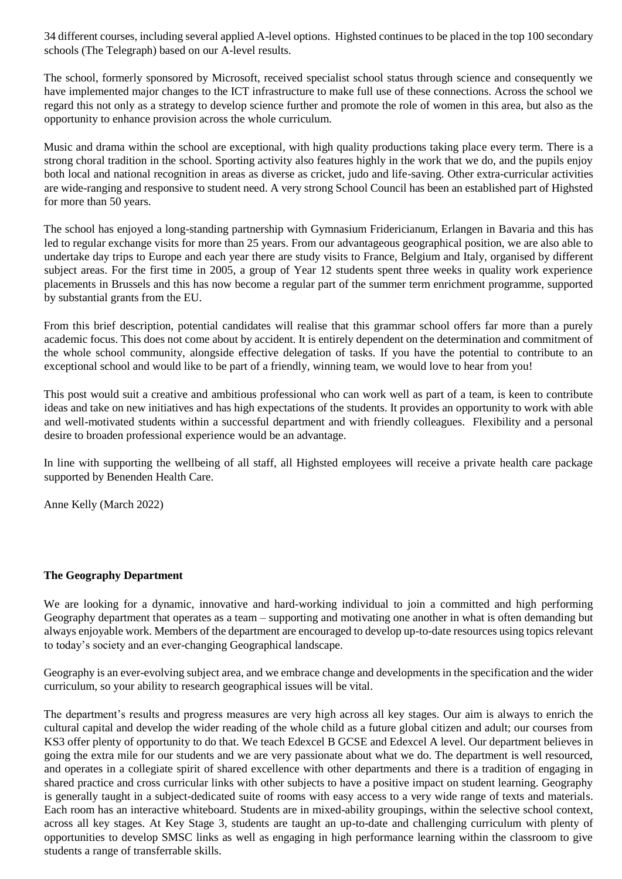34 different courses, including several applied A-level options. Highsted continues to be placed in the top 100 secondary schools (The Telegraph) based on our A-level results.

The school, formerly sponsored by Microsoft, received specialist school status through science and consequently we have implemented major changes to the ICT infrastructure to make full use of these connections. Across the school we regard this not only as a strategy to develop science further and promote the role of women in this area, but also as the opportunity to enhance provision across the whole curriculum.

Music and drama within the school are exceptional, with high quality productions taking place every term. There is a strong choral tradition in the school. Sporting activity also features highly in the work that we do, and the pupils enjoy both local and national recognition in areas as diverse as cricket, judo and life-saving. Other extra-curricular activities are wide-ranging and responsive to student need. A very strong School Council has been an established part of Highsted for more than 50 years.

The school has enjoyed a long-standing partnership with Gymnasium Fridericianum, Erlangen in Bavaria and this has led to regular exchange visits for more than 25 years. From our advantageous geographical position, we are also able to undertake day trips to Europe and each year there are study visits to France, Belgium and Italy, organised by different subject areas. For the first time in 2005, a group of Year 12 students spent three weeks in quality work experience placements in Brussels and this has now become a regular part of the summer term enrichment programme, supported by substantial grants from the EU.

From this brief description, potential candidates will realise that this grammar school offers far more than a purely academic focus. This does not come about by accident. It is entirely dependent on the determination and commitment of the whole school community, alongside effective delegation of tasks. If you have the potential to contribute to an exceptional school and would like to be part of a friendly, winning team, we would love to hear from you!

This post would suit a creative and ambitious professional who can work well as part of a team, is keen to contribute ideas and take on new initiatives and has high expectations of the students. It provides an opportunity to work with able and well-motivated students within a successful department and with friendly colleagues. Flexibility and a personal desire to broaden professional experience would be an advantage.

In line with supporting the wellbeing of all staff, all Highsted employees will receive a private health care package supported by Benenden Health Care.

Anne Kelly (March 2022)

**The Geography Department**

We are looking for a dynamic, innovative and hard-working individual to join a committed and high performing Geography department that operates as a team – supporting and motivating one another in what is often demanding but always enjoyable work. Members of the department are encouraged to develop up-to-date resources using topics relevant to today's society and an ever-changing Geographical landscape.

Geography is an ever-evolving subject area, and we embrace change and developments in the specification and the wider curriculum, so your ability to research geographical issues will be vital.

The department's results and progress measures are very high across all key stages. Our aim is always to enrich the cultural capital and develop the wider reading of the whole child as a future global citizen and adult; our courses from KS3 offer plenty of opportunity to do that. We teach Edexcel B GCSE and Edexcel A level. Our department believes in going the extra mile for our students and we are very passionate about what we do. The department is well resourced, and operates in a collegiate spirit of shared excellence with other departments and there is a tradition of engaging in shared practice and cross curricular links with other subjects to have a positive impact on student learning. Geography is generally taught in a subject-dedicated suite of rooms with easy access to a very wide range of texts and materials. Each room has an interactive whiteboard. Students are in mixed-ability groupings, within the selective school context, across all key stages. At Key Stage 3, students are taught an up-to-date and challenging curriculum with plenty of opportunities to develop SMSC links as well as engaging in high performance learning within the classroom to give students a range of transferrable skills.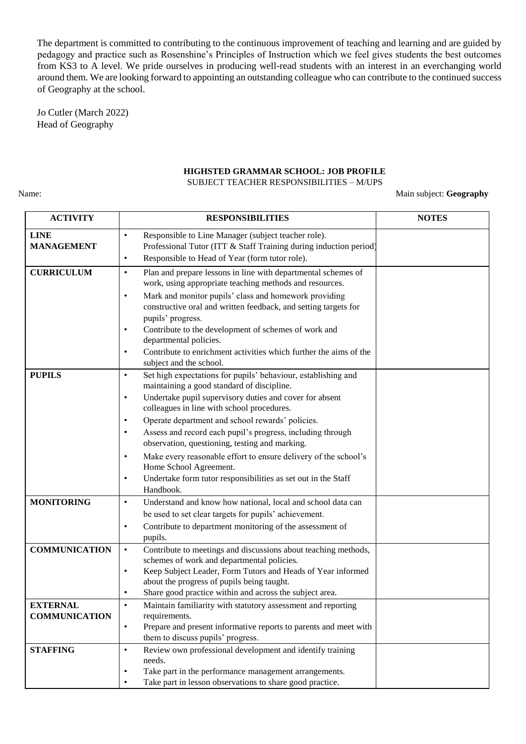The department is committed to contributing to the continuous improvement of teaching and learning and are guided by pedagogy and practice such as Rosenshine's Principles of Instruction which we feel gives students the best outcomes from KS3 to A level. We pride ourselves in producing well-read students with an interest in an everchanging world around them. We are looking forward to appointing an outstanding colleague who can contribute to the continued success of Geography at the school.

Jo Cutler (March 2022)
Head of Geography

**HIGHSTED GRAMMAR SCHOOL: JOB PROFILE**
SUBJECT TEACHER RESPONSIBILITIES – M/UPS

Name: Main subject: **Geography**

| ACTIVITY | RESPONSIBILITIES | NOTES |
|---|---|---|
| **LINE MANAGEMENT** | • Responsible to Line Manager (subject teacher role). Professional Tutor (ITT & Staff Training during induction period)<br>• Responsible to Head of Year (form tutor role). | |
| **CURRICULUM** | • Plan and prepare lessons in line with departmental schemes of work, using appropriate teaching methods and resources.<br>• Mark and monitor pupils' class and homework providing constructive oral and written feedback, and setting targets for pupils' progress.<br>• Contribute to the development of schemes of work and departmental policies.<br>• Contribute to enrichment activities which further the aims of the subject and the school. | |
| **PUPILS** | • Set high expectations for pupils' behaviour, establishing and maintaining a good standard of discipline.<br>• Undertake pupil supervisory duties and cover for absent colleagues in line with school procedures.<br>• Operate department and school rewards' policies.<br>• Assess and record each pupil's progress, including through observation, questioning, testing and marking.<br>• Make every reasonable effort to ensure delivery of the school's Home School Agreement.<br>• Undertake form tutor responsibilities as set out in the Staff Handbook. | |
| **MONITORING** | • Understand and know how national, local and school data can be used to set clear targets for pupils' achievement.<br>• Contribute to department monitoring of the assessment of pupils. | |
| **COMMUNICATION** | • Contribute to meetings and discussions about teaching methods, schemes of work and departmental policies.<br>• Keep Subject Leader, Form Tutors and Heads of Year informed about the progress of pupils being taught.<br>• Share good practice within and across the subject area. | |
| **EXTERNAL COMMUNICATION** | • Maintain familiarity with statutory assessment and reporting requirements.<br>• Prepare and present informative reports to parents and meet with them to discuss pupils' progress. | |
| **STAFFING** | • Review own professional development and identify training needs.<br>• Take part in the performance management arrangements.<br>• Take part in lesson observations to share good practice. | |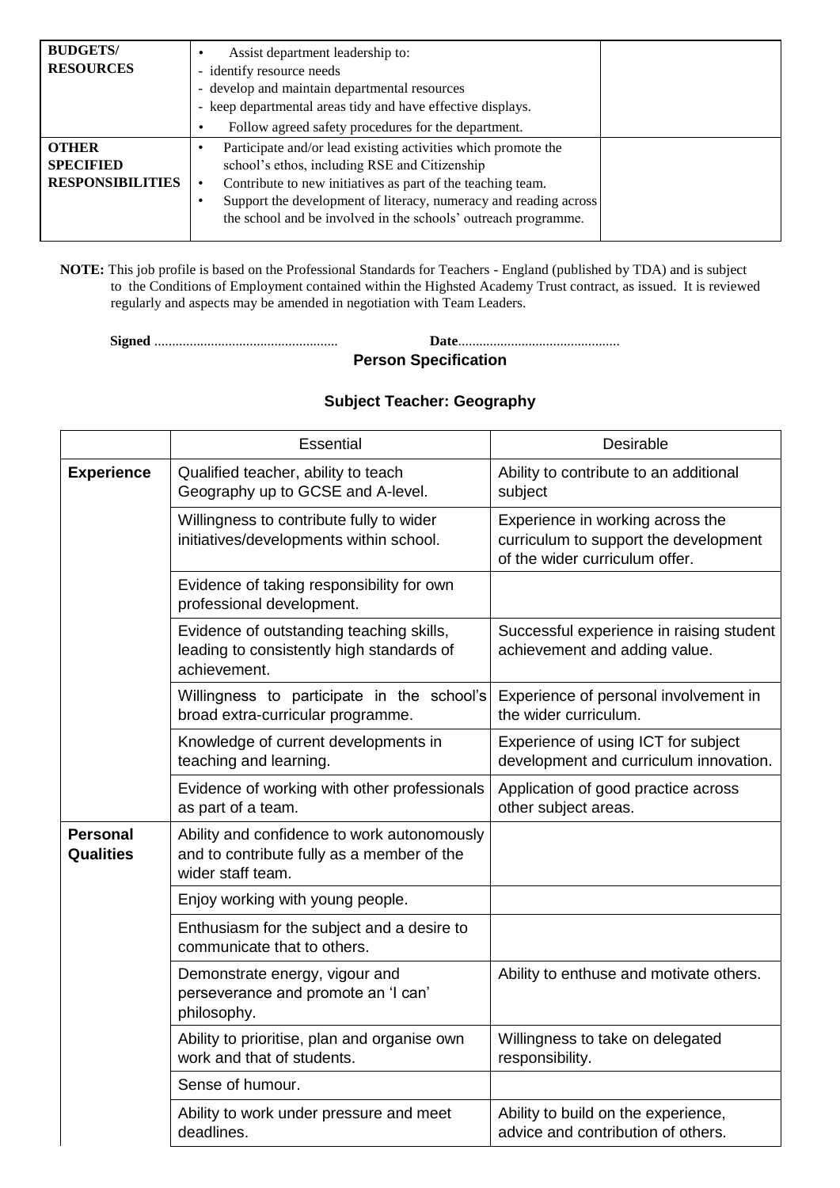| | | |
|---|---|---|
| **BUDGETS/ RESOURCES** | • Assist department leadership to:<br>- identify resource needs<br>- develop and maintain departmental resources<br>- keep departmental areas tidy and have effective displays.<br>• Follow agreed safety procedures for the department. | |
| **OTHER SPECIFIED RESPONSIBILITIES** | • Participate and/or lead existing activities which promote the school's ethos, including RSE and Citizenship<br>• Contribute to new initiatives as part of the teaching team.<br>• Support the development of literacy, numeracy and reading across the school and be involved in the schools' outreach programme. | |

**NOTE:** This job profile is based on the Professional Standards for Teachers - England (published by TDA) and is subject to the Conditions of Employment contained within the Highsted Academy Trust contract, as issued. It is reviewed regularly and aspects may be amended in negotiation with Team Leaders.

**Signed** .................................................... **Date**.............................................

## Person Specification

### Subject Teacher: Geography

| | Essential | Desirable |
|---|---|---|
| **Experience** | Qualified teacher, ability to teach Geography up to GCSE and A-level. | Ability to contribute to an additional subject |
| | Willingness to contribute fully to wider initiatives/developments within school. | Experience in working across the curriculum to support the development of the wider curriculum offer. |
| | Evidence of taking responsibility for own professional development. | |
| | Evidence of outstanding teaching skills, leading to consistently high standards of achievement. | Successful experience in raising student achievement and adding value. |
| | Willingness to participate in the school's broad extra-curricular programme. | Experience of personal involvement in the wider curriculum. |
| | Knowledge of current developments in teaching and learning. | Experience of using ICT for subject development and curriculum innovation. |
| | Evidence of working with other professionals as part of a team. | Application of good practice across other subject areas. |
| **Personal Qualities** | Ability and confidence to work autonomously and to contribute fully as a member of the wider staff team. | |
| | Enjoy working with young people. | |
| | Enthusiasm for the subject and a desire to communicate that to others. | |
| | Demonstrate energy, vigour and perseverance and promote an 'I can' philosophy. | Ability to enthuse and motivate others. |
| | Ability to prioritise, plan and organise own work and that of students. | Willingness to take on delegated responsibility. |
| | Sense of humour. | |
| | Ability to work under pressure and meet deadlines. | Ability to build on the experience, advice and contribution of others. |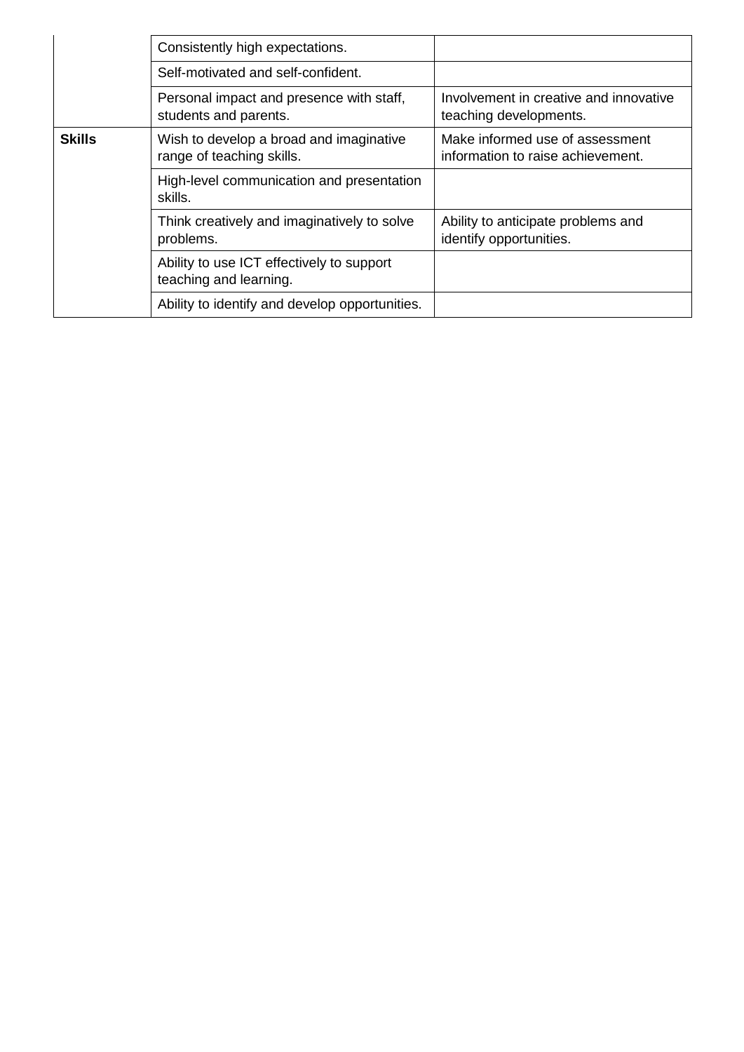| | | |
|---|---|---|
| | Consistently high expectations. | |
| | Self-motivated and self-confident. | |
| | Personal impact and presence with staff, students and parents. | Involvement in creative and innovative teaching developments. |
| **Skills** | Wish to develop a broad and imaginative range of teaching skills. | Make informed use of assessment information to raise achievement. |
| | High-level communication and presentation skills. | |
| | Think creatively and imaginatively to solve problems. | Ability to anticipate problems and identify opportunities. |
| | Ability to use ICT effectively to support teaching and learning. | |
| | Ability to identify and develop opportunities. | |